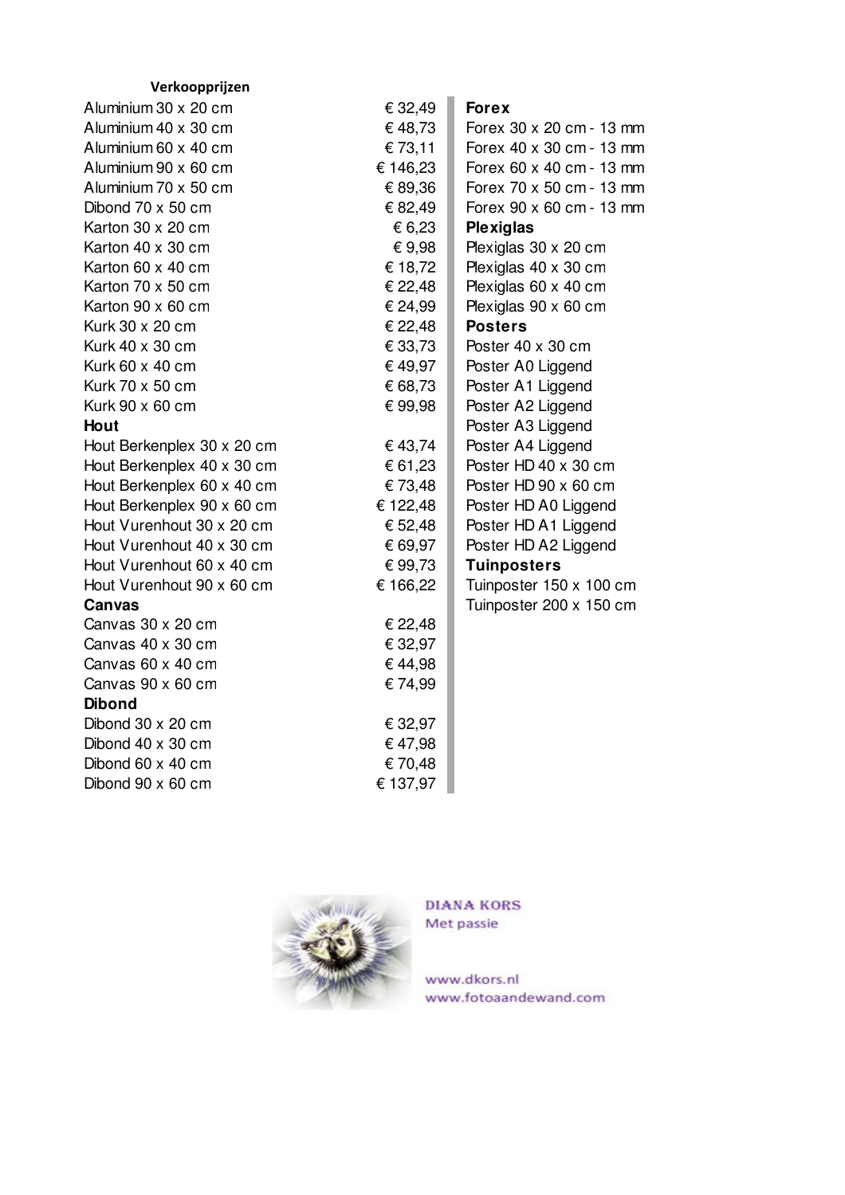**Verkoopprijzen**

| | |
|---|---|
| Aluminium 30 x 20 cm | € 32,49 |
| Aluminium 40 x 30 cm | € 48,73 |
| Aluminium 60 x 40 cm | € 73,11 |
| Aluminium 90 x 60 cm | € 146,23 |
| Aluminium 70 x 50 cm | € 89,36 |
| Dibond 70 x 50 cm | € 82,49 |
| Karton 30 x 20 cm | € 6,23 |
| Karton 40 x 30 cm | € 9,98 |
| Karton 60 x 40 cm | € 18,72 |
| Karton 70 x 50 cm | € 22,48 |
| Karton 90 x 60 cm | € 24,99 |
| Kurk 30 x 20 cm | € 22,48 |
| Kurk 40 x 30 cm | € 33,73 |
| Kurk 60 x 40 cm | € 49,97 |
| Kurk 70 x 50 cm | € 68,73 |
| Kurk 90 x 60 cm | € 99,98 |
| **Hout** | |
| Hout Berkenplex 30 x 20 cm | € 43,74 |
| Hout Berkenplex 40 x 30 cm | € 61,23 |
| Hout Berkenplex 60 x 40 cm | € 73,48 |
| Hout Berkenplex 90 x 60 cm | € 122,48 |
| Hout Vurenhout 30 x 20 cm | € 52,48 |
| Hout Vurenhout 40 x 30 cm | € 69,97 |
| Hout Vurenhout 60 x 40 cm | € 99,73 |
| Hout Vurenhout 90 x 60 cm | € 166,22 |
| **Canvas** | |
| Canvas 30 x 20 cm | € 22,48 |
| Canvas 40 x 30 cm | € 32,97 |
| Canvas 60 x 40 cm | € 44,98 |
| Canvas 90 x 60 cm | € 74,99 |
| **Dibond** | |
| Dibond 30 x 20 cm | € 32,97 |
| Dibond 40 x 30 cm | € 47,98 |
| Dibond 60 x 40 cm | € 70,48 |
| Dibond 90 x 60 cm | € 137,97 |

**Forex**
Forex 30 x 20 cm - 13 mm
Forex 40 x 30 cm - 13 mm
Forex 60 x 40 cm - 13 mm
Forex 70 x 50 cm - 13 mm
Forex 90 x 60 cm - 13 mm

**Plexiglas**
Plexiglas 30 x 20 cm
Plexiglas 40 x 30 cm
Plexiglas 60 x 40 cm
Plexiglas 90 x 60 cm

**Posters**
Poster 40 x 30 cm
Poster A0 Liggend
Poster A1 Liggend
Poster A2 Liggend
Poster A3 Liggend
Poster A4 Liggend
Poster HD 40 x 30 cm
Poster HD 90 x 60 cm
Poster HD A0 Liggend
Poster HD A1 Liggend
Poster HD A2 Liggend

**Tuinposters**
Tuinposter 150 x 100 cm
Tuinposter 200 x 150 cm

DIANA KORS
Met passie

www.dkors.nl
www.fotoaandewand.com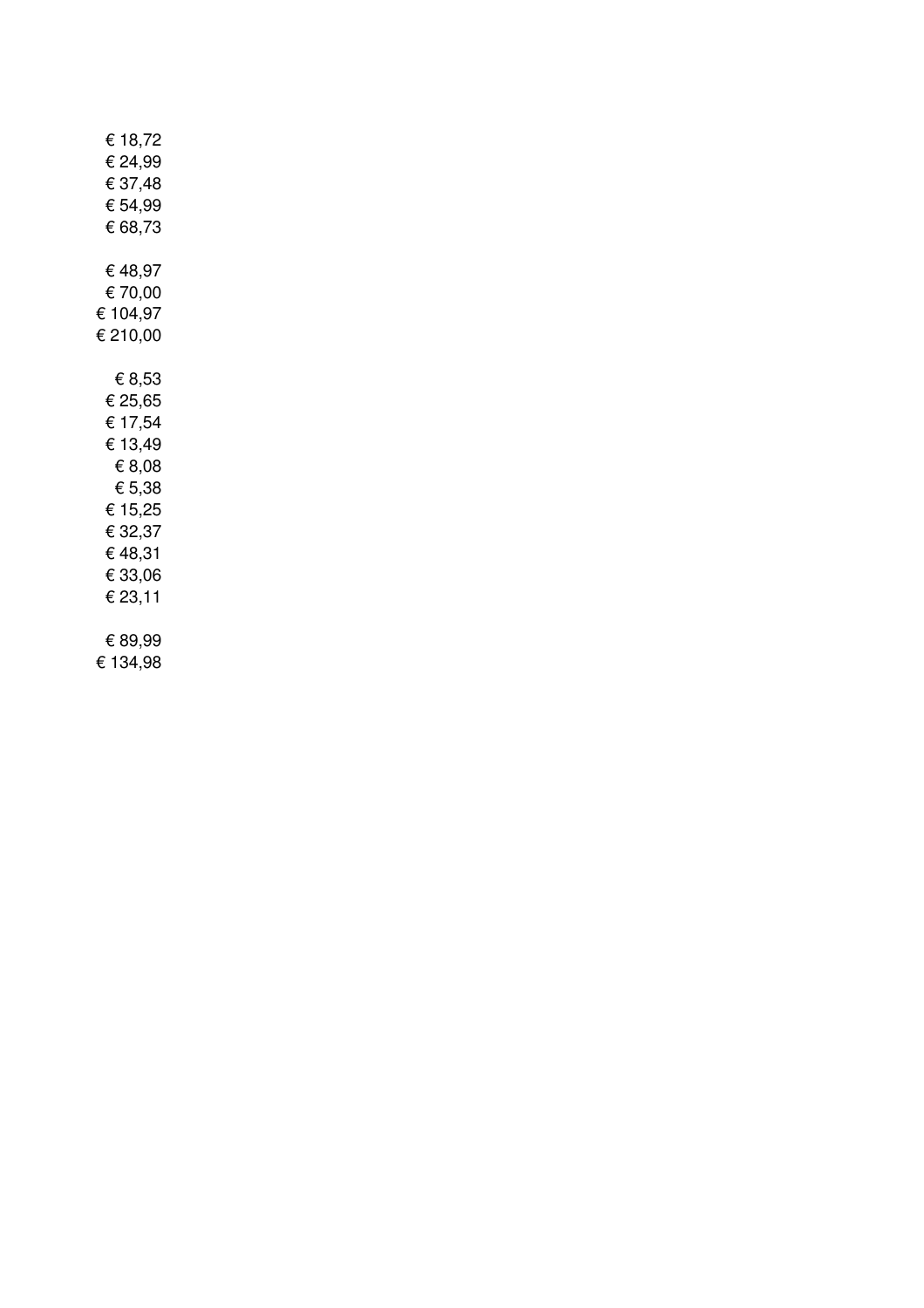€ 18,72
€ 24,99
€ 37,48
€ 54,99
€ 68,73

€ 48,97
€ 70,00
€ 104,97
€ 210,00

€ 8,53
€ 25,65
€ 17,54
€ 13,49
€ 8,08
€ 5,38
€ 15,25
€ 32,37
€ 48,31
€ 33,06
€ 23,11

€ 89,99
€ 134,98